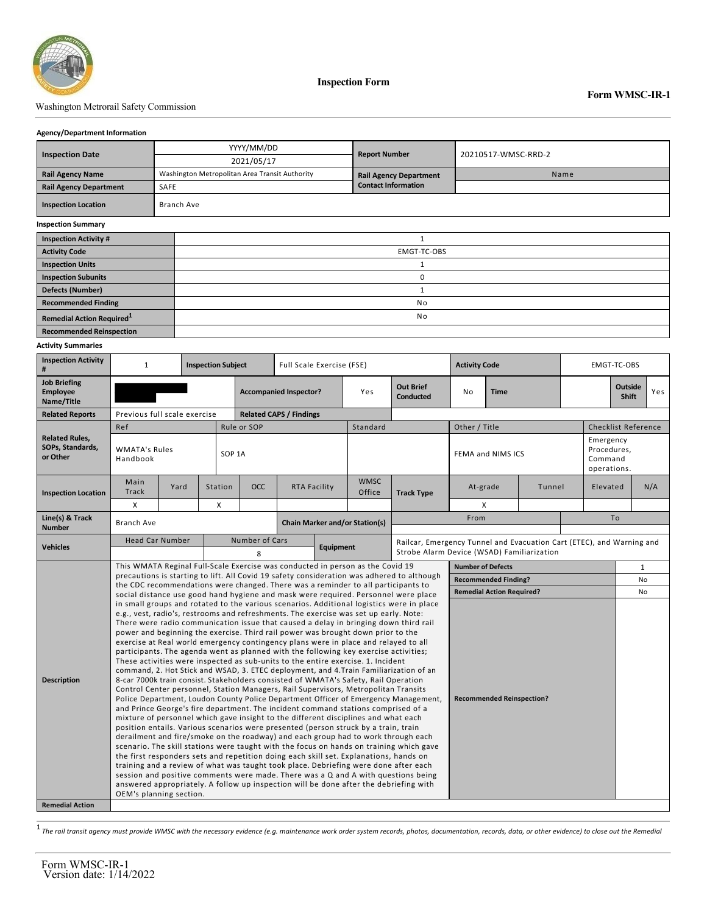Washington Metrorail Safety Commission

# Inspection Form

**Form WMSC-IR-1**

**Agency/Department Information**

| | | | |
|---|---|---|---|
| **Inspection Date** | YYYY/MM/DD<br>2021/05/17 | **Report Number** | 20210517-WMSC-RRD-2 |
| **Rail Agency Name** | Washington Metropolitan Area Transit Authority | **Rail Agency Department Contact Information** | Name |
| **Rail Agency Department** | SAFE | | |
| **Inspection Location** | Branch Ave | | |

**Inspection Summary**

| | |
|---|---|
| **Inspection Activity #** | 1 |
| **Activity Code** | EMGT-TC-OBS |
| **Inspection Units** | 1 |
| **Inspection Subunits** | 0 |
| **Defects (Number)** | 1 |
| **Recommended Finding** | No |
| **Remedial Action Required**[1] | No |
| **Recommended Reinspection** | |

**Activity Summaries**

| | |
|---|---|
| **Inspection Activity #** | 1 |
| **Inspection Subject** | Full Scale Exercise (FSE) |
| **Activity Code** | EMGT-TC-OBS |
| **Job Briefing Employee Name/Title** | [redacted] |
| **Accompanied Inspector?** | Yes |
| **Out Brief Conducted** | No |
| **Time** | |
| **Outside Shift** | Yes |
| **Related Reports** | Previous full scale exercise |
| **Related CAPS / Findings** | |

**Related Rules, SOPs, Standards, or Other**

| Ref | Rule or SOP | Standard | Other / Title | Checklist Reference |
|---|---|---|---|---|
| WMATA's Rules Handbook | SOP 1A | | FEMA and NIMS ICS | Emergency Procedures, Command operations. |

**Inspection Location**

| Main Track | Yard | Station | OCC | RTA Facility | WMSC Office | Track Type | At-grade | Tunnel | Elevated | N/A |
|---|---|---|---|---|---|---|---|---|---|---|
| X | | X | | | | | X | | | |

| | | | |
|---|---|---|---|
| **Line(s) & Track Number** | Branch Ave | **Chain Marker and/or Station(s)** | From: / To: |

**Vehicles**

| Head Car Number | Number of Cars | Equipment |
|---|---|---|
| | 8 | Railcar, Emergency Tunnel and Evacuation Cart (ETEC), and Warning and Strobe Alarm Device (WSAD) Familiarization |

**Description**

This WMATA Reginal Full-Scale Exercise was conducted in person as the Covid 19 precautions is starting to lift. All Covid 19 safety consideration was adhered to although the CDC recommendations were changed. There was a reminder to all participants to social distance use good hand hygiene and mask were required. Personnel were place in small groups and rotated to the various scenarios. Additional logistics were in place e.g., vest, radio's, restrooms and refreshments. The exercise was set up early. Note: There were radio communication issue that caused a delay in bringing down third rail power and beginning the exercise. Third rail power was brought down prior to the exercise at Real world emergency contingency plans were in place and relayed to all participants. The agenda went as planned with the following key exercise activities; These activities were inspected as sub-units to the entire exercise. 1. Incident command, 2. Hot Stick and WSAD, 3. ETEC deployment, and 4.Train Familiarization of an 8-car 7000k train consist. Stakeholders consisted of WMATA's Safety, Rail Operation Control Center personnel, Station Managers, Rail Supervisors, Metropolitan Transits Police Department, Loudon County Police Department Officer of Emergency Management, and Prince George's fire department. The incident command stations comprised of a mixture of personnel which gave insight to the different disciplines and what each position entails. Various scenarios were presented (person struck by a train, train derailment and fire/smoke on the roadway) and each group had to work through each scenario. The skill stations were taught with the focus on hands on training which gave the first responders sets and repetition doing each skill set. Explanations, hands on training and a review of what was taught took place. Debriefing were done after each session and positive comments were made. There was a Q and A with questions being answered appropriately. A follow up inspection will be done after the debriefing with OEM's planning section.

| | |
|---|---|
| **Number of Defects** | 1 |
| **Recommended Finding?** | No |
| **Remedial Action Required?** | No |
| **Recommended Reinspection?** | |

**Remedial Action**

[1] *The rail transit agency must provide WMSC with the necessary evidence (e.g. maintenance work order system records, photos, documentation, records, data, or other evidence) to close out the Remedial*

Form WMSC-IR-1
Version date: 1/14/2022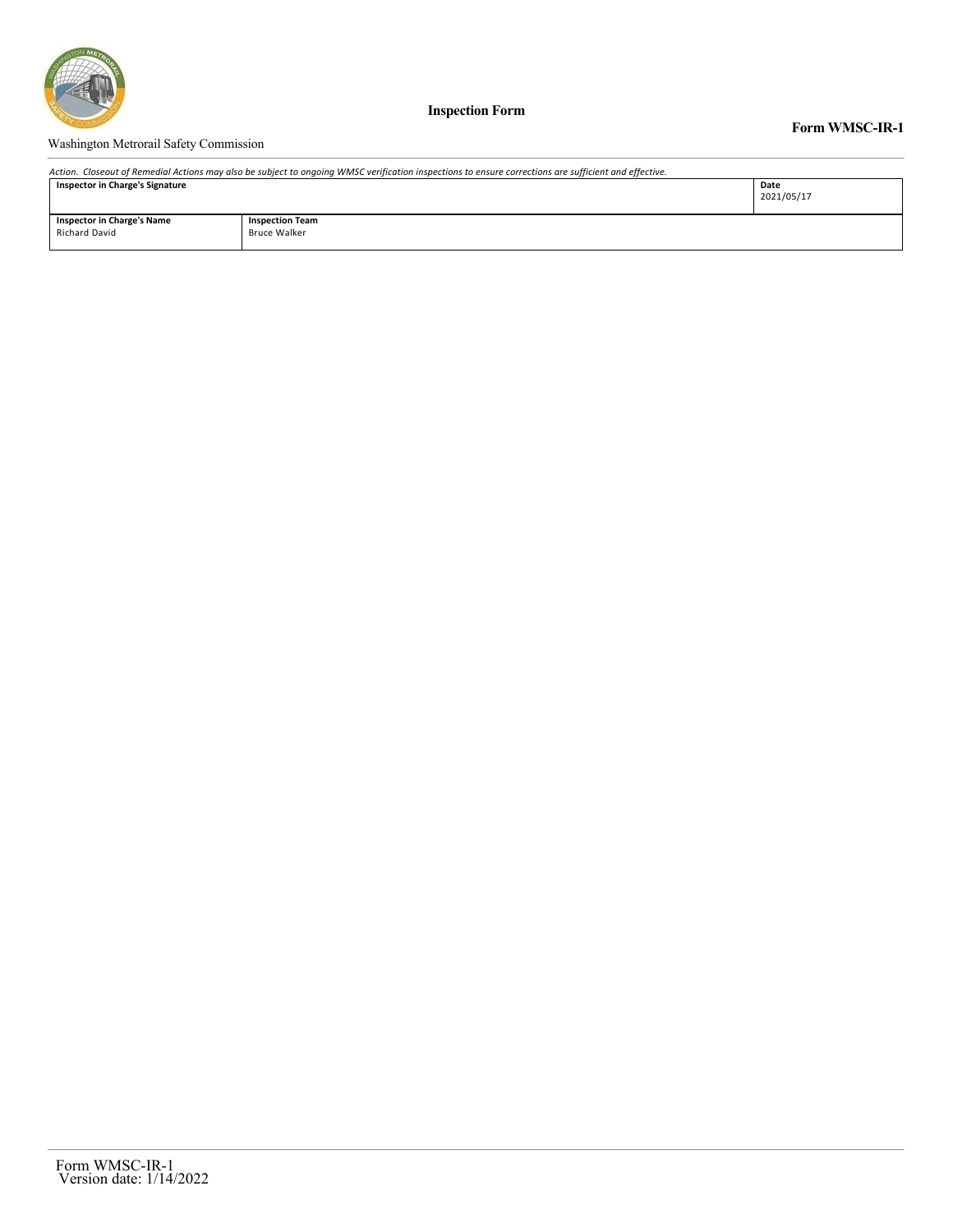*Action. Closeout of Remedial Actions may also be subject to ongoing WMSC verification inspections to ensure corrections are sufficient and effective.*

| | | |
|---|---|---|
| **Inspector in Charge's Signature** | | **Date**<br>2021/05/17 |
| **Inspector in Charge's Name**<br>Richard David | **Inspection Team**<br>Bruce Walker | |